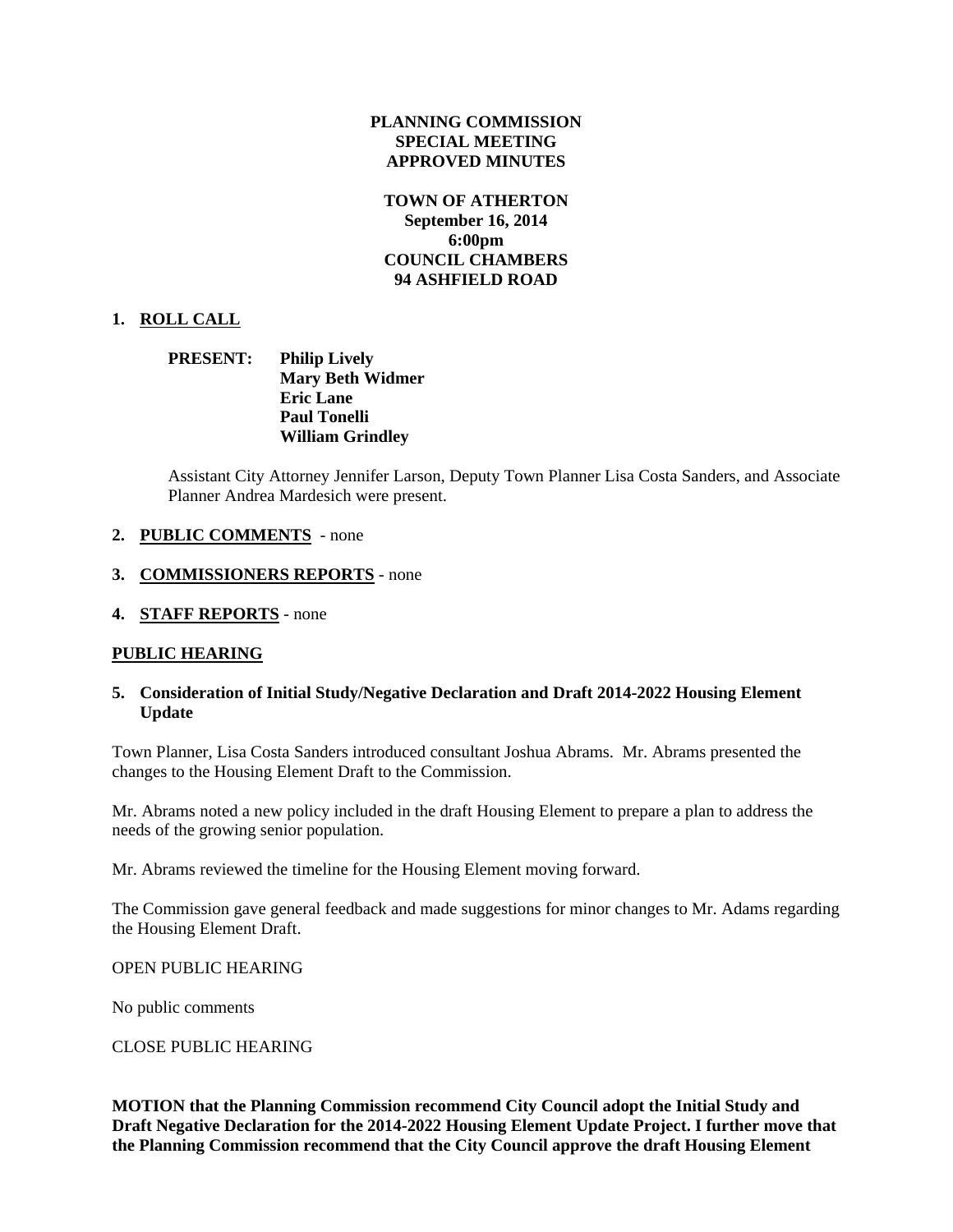**PLANNING COMMISSION**
**SPECIAL MEETING**
**APPROVED MINUTES**

**TOWN OF ATHERTON**
**September 16, 2014**
**6:00pm**
**COUNCIL CHAMBERS**
**94 ASHFIELD ROAD**

1. **ROLL CALL**

   **PRESENT:** **Philip Lively**
   **Mary Beth Widmer**
   **Eric Lane**
   **Paul Tonelli**
   **William Grindley**

   Assistant City Attorney Jennifer Larson, Deputy Town Planner Lisa Costa Sanders, and Associate Planner Andrea Mardesich were present.

2. **PUBLIC COMMENTS** - none

3. **COMMISSIONERS REPORTS** - none

4. **STAFF REPORTS** - none

**PUBLIC HEARING**

5. **Consideration of Initial Study/Negative Declaration and Draft 2014-2022 Housing Element Update**

Town Planner, Lisa Costa Sanders introduced consultant Joshua Abrams. Mr. Abrams presented the changes to the Housing Element Draft to the Commission.

Mr. Abrams noted a new policy included in the draft Housing Element to prepare a plan to address the needs of the growing senior population.

Mr. Abrams reviewed the timeline for the Housing Element moving forward.

The Commission gave general feedback and made suggestions for minor changes to Mr. Adams regarding the Housing Element Draft.

OPEN PUBLIC HEARING

No public comments

CLOSE PUBLIC HEARING

**MOTION that the Planning Commission recommend City Council adopt the Initial Study and Draft Negative Declaration for the 2014-2022 Housing Element Update Project. I further move that the Planning Commission recommend that the City Council approve the draft Housing Element**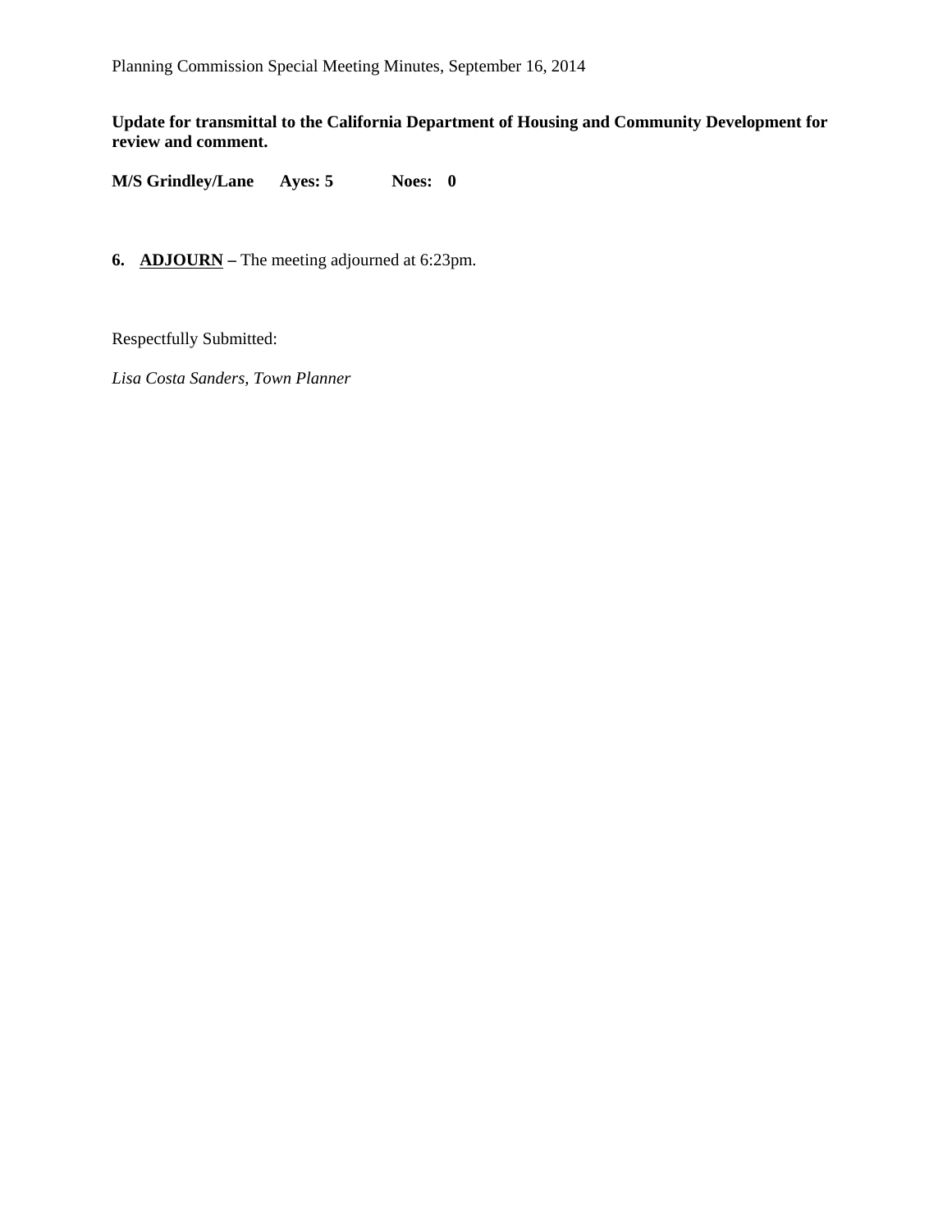**Update for transmittal to the California Department of Housing and Community Development for review and comment.**

**M/S Grindley/Lane Ayes: 5 Noes: 0**

6. **ADJOURN –** The meeting adjourned at 6:23pm.

Respectfully Submitted:

*Lisa Costa Sanders, Town Planner*